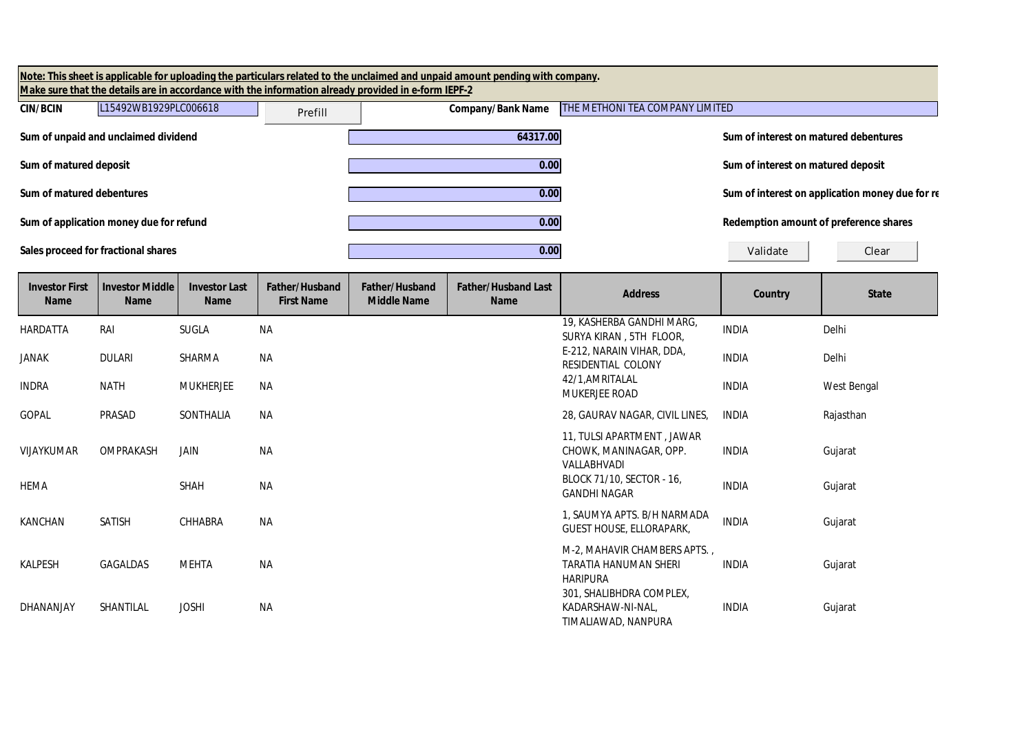**Note: This sheet is applicable for uploading the particulars related to the unclaimed and unpaid amount pending with company.**
**Make sure that the details are in accordance with the information already provided in e-form IEPF-2**

| | | | |
|---|---|---|---|
| **CIN/BCIN** | L15492WB1929PLC006618 | **Company/Bank Name** | THE METHONI TEA COMPANY LIMITED |

| | | |
|---|---|---|
| **Sum of unpaid and unclaimed dividend** | 64317.00 | **Sum of interest on matured debentures** |
| **Sum of matured deposit** | 0.00 | **Sum of interest on matured deposit** |
| **Sum of matured debentures** | 0.00 | **Sum of interest on application money due for re** |
| **Sum of application money due for refund** | 0.00 | **Redemption amount of preference shares** |
| **Sales proceed for fractional shares** | 0.00 | |

| Investor First Name | Investor Middle Name | Investor Last Name | Father/Husband First Name | Father/Husband Middle Name | Father/Husband Last Name | Address | Country | State |
|---|---|---|---|---|---|---|---|---|
| HARDATTA | RAI | SUGLA | NA | | | 19, KASHERBA GANDHI MARG, SURYA KIRAN , 5TH FLOOR, | INDIA | Delhi |
| JANAK | DULARI | SHARMA | NA | | | E-212, NARAIN VIHAR, DDA, RESIDENTIAL COLONY | INDIA | Delhi |
| INDRA | NATH | MUKHERJEE | NA | | | 42/1,AMRITALAL MUKERJEE ROAD | INDIA | West Bengal |
| GOPAL | PRASAD | SONTHALIA | NA | | | 28, GAURAV NAGAR, CIVIL LINES, | INDIA | Rajasthan |
| VIJAYKUMAR | OMPRAKASH | JAIN | NA | | | 11, TULSI APARTMENT , JAWAR CHOWK, MANINAGAR, OPP. VALLABHVADI | INDIA | Gujarat |
| HEMA | | SHAH | NA | | | BLOCK 71/10, SECTOR - 16, GANDHI NAGAR | INDIA | Gujarat |
| KANCHAN | SATISH | CHHABRA | NA | | | 1, SAUMYA APTS. B/H NARMADA GUEST HOUSE, ELLORAPARK, | INDIA | Gujarat |
| KALPESH | GAGALDAS | MEHTA | NA | | | M-2, MAHAVIR CHAMBERS APTS. , TARATIA HANUMAN SHERI HARIPURA | INDIA | Gujarat |
| DHANANJAY | SHANTILAL | JOSHI | NA | | | 301, SHALIBHDRA COMPLEX, KADARSHAW-NI-NAL, TIMALIAWAD, NANPURA | INDIA | Gujarat |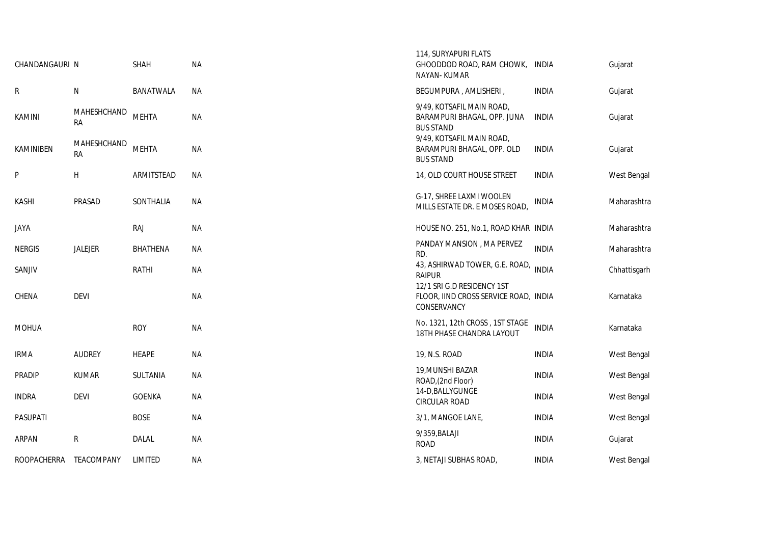| | | | | | | |
|---|---|---|---|---|---|---|
| CHANDANGAURI | N | SHAH | NA | 114, SURYAPURI FLATS GHOODDOD ROAD, RAM CHOWK, NAYAN- KUMAR | INDIA | Gujarat |
| R | N | BANATWALA | NA | BEGUMPURA , AMLISHERI , | INDIA | Gujarat |
| KAMINI | MAHESHCHANDRA | MEHTA | NA | 9/49, KOTSAFIL MAIN ROAD, BARAMPURI BHAGAL, OPP. JUNA BUS STAND | INDIA | Gujarat |
| KAMINIBEN | MAHESHCHANDRA | MEHTA | NA | 9/49, KOTSAFIL MAIN ROAD, BARAMPURI BHAGAL, OPP. OLD BUS STAND | INDIA | Gujarat |
| P | H | ARMITSTEAD | NA | 14, OLD COURT HOUSE STREET | INDIA | West Bengal |
| KASHI | PRASAD | SONTHALIA | NA | G-17, SHREE LAXMI WOOLEN MILLS ESTATE DR. E MOSES ROAD, | INDIA | Maharashtra |
| JAYA | | RAJ | NA | HOUSE NO. 251, No.1, ROAD KHAR | INDIA | Maharashtra |
| NERGIS | JALEJER | BHATHENA | NA | PANDAY MANSION , M A PERVEZ RD. | INDIA | Maharashtra |
| SANJIV | | RATHI | NA | 43, ASHIRWAD TOWER, G.E. ROAD, RAIPUR | INDIA | Chhattisgarh |
| CHENA | DEVI | | NA | 12/1 SRI G.D RESIDENCY 1ST FLOOR, IIND CROSS SERVICE ROAD, CONSERVANCY | INDIA | Karnataka |
| MOHUA | | ROY | NA | No. 1321, 12th CROSS , 1ST STAGE 18TH PHASE CHANDRA LAYOUT | INDIA | Karnataka |
| IRMA | AUDREY | HEAPE | NA | 19, N.S. ROAD | INDIA | West Bengal |
| PRADIP | KUMAR | SULTANIA | NA | 19,MUNSHI BAZAR ROAD,(2nd Floor) | INDIA | West Bengal |
| INDRA | DEVI | GOENKA | NA | 14-D,BALLYGUNGE CIRCULAR ROAD | INDIA | West Bengal |
| PASUPATI | | BOSE | NA | 3/1, MANGOE LANE, | INDIA | West Bengal |
| ARPAN | R | DALAL | NA | 9/359,BALAJI ROAD | INDIA | Gujarat |
| ROOPACHERRA | TEACOMPANY | LIMITED | NA | 3, NETAJI SUBHAS ROAD, | INDIA | West Bengal |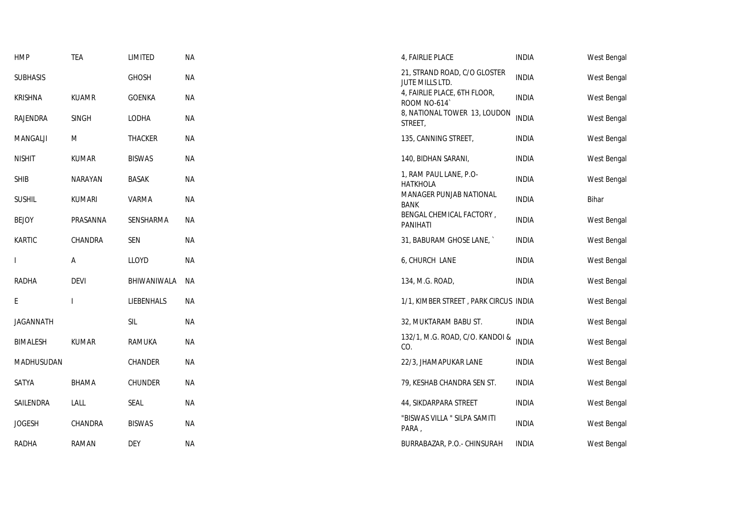| | | | | | | |
|---|---|---|---|---|---|---|
| HMP | TEA | LIMITED | NA | 4, FAIRLIE PLACE | INDIA | West Bengal |
| SUBHASIS | | GHOSH | NA | 21, STRAND ROAD, C/O GLOSTER JUTE MILLS LTD. | INDIA | West Bengal |
| KRISHNA | KUAMR | GOENKA | NA | 4, FAIRLIE PLACE, 6TH FLOOR, ROOM NO-614` | INDIA | West Bengal |
| RAJENDRA | SINGH | LODHA | NA | 8, NATIONAL TOWER 13, LOUDON STREET, | INDIA | West Bengal |
| MANGALJI | M | THACKER | NA | 135, CANNING STREET, | INDIA | West Bengal |
| NISHIT | KUMAR | BISWAS | NA | 140, BIDHAN SARANI, | INDIA | West Bengal |
| SHIB | NARAYAN | BASAK | NA | 1, RAM PAUL LANE, P.O-HATKHOLA | INDIA | West Bengal |
| SUSHIL | KUMARI | VARMA | NA | MANAGER PUNJAB NATIONAL BANK | INDIA | Bihar |
| BEJOY | PRASANNA | SENSHARMA | NA | BENGAL CHEMICAL FACTORY , PANIHATI | INDIA | West Bengal |
| KARTIC | CHANDRA | SEN | NA | 31, BABURAM GHOSE LANE, ` | INDIA | West Bengal |
| I | A | LLOYD | NA | 6, CHURCH LANE | INDIA | West Bengal |
| RADHA | DEVI | BHIWANIWALA | NA | 134, M.G. ROAD, | INDIA | West Bengal |
| E | I | LIEBENHALS | NA | 1/1, KIMBER STREET , PARK CIRCUS | INDIA | West Bengal |
| JAGANNATH | | SIL | NA | 32, MUKTARAM BABU ST. | INDIA | West Bengal |
| BIMALESH | KUMAR | RAMUKA | NA | 132/1, M.G. ROAD, C/O. KANDOI & CO. | INDIA | West Bengal |
| MADHUSUDAN | | CHANDER | NA | 22/3, JHAMAPUKAR LANE | INDIA | West Bengal |
| SATYA | BHAMA | CHUNDER | NA | 79, KESHAB CHANDRA SEN ST. | INDIA | West Bengal |
| SAILENDRA | LALL | SEAL | NA | 44, SIKDARPARA STREET | INDIA | West Bengal |
| JOGESH | CHANDRA | BISWAS | NA | "BISWAS VILLA " SILPA SAMITI PARA , | INDIA | West Bengal |
| RADHA | RAMAN | DEY | NA | BURRABAZAR, P.O.- CHINSURAH | INDIA | West Bengal |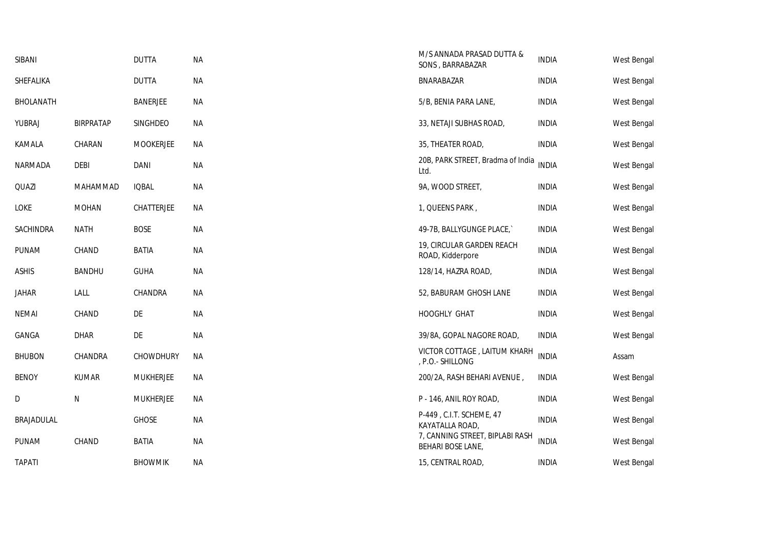| | | | | | | |
|---|---|---|---|---|---|---|
| SIBANI | | DUTTA | NA | M/S ANNADA PRASAD DUTTA & SONS , BARRABAZAR | INDIA | West Bengal |
| SHEFALIKA | | DUTTA | NA | BNARABAZAR | INDIA | West Bengal |
| BHOLANATH | | BANERJEE | NA | 5/B, BENIA PARA LANE, | INDIA | West Bengal |
| YUBRAJ | BIRPRATAP | SINGHDEO | NA | 33, NETAJI SUBHAS ROAD, | INDIA | West Bengal |
| KAMALA | CHARAN | MOOKERJEE | NA | 35, THEATER ROAD, | INDIA | West Bengal |
| NARMADA | DEBI | DANI | NA | 20B, PARK STREET, Bradma of India Ltd. | INDIA | West Bengal |
| QUAZI | MAHAMMAD | IQBAL | NA | 9A, WOOD STREET, | INDIA | West Bengal |
| LOKE | MOHAN | CHATTERJEE | NA | 1, QUEENS PARK , | INDIA | West Bengal |
| SACHINDRA | NATH | BOSE | NA | 49-7B, BALLYGUNGE PLACE,` | INDIA | West Bengal |
| PUNAM | CHAND | BATIA | NA | 19, CIRCULAR GARDEN REACH ROAD, Kidderpore | INDIA | West Bengal |
| ASHIS | BANDHU | GUHA | NA | 128/14, HAZRA ROAD, | INDIA | West Bengal |
| JAHAR | LALL | CHANDRA | NA | 52, BABURAM GHOSH LANE | INDIA | West Bengal |
| NEMAI | CHAND | DE | NA | HOOGHLY GHAT | INDIA | West Bengal |
| GANGA | DHAR | DE | NA | 39/8A, GOPAL NAGORE ROAD, | INDIA | West Bengal |
| BHUBON | CHANDRA | CHOWDHURY | NA | VICTOR COTTAGE , LAITUM KHARH , P.O.- SHILLONG | INDIA | Assam |
| BENOY | KUMAR | MUKHERJEE | NA | 200/2A, RASH BEHARI AVENUE , | INDIA | West Bengal |
| D | N | MUKHERJEE | NA | P - 146, ANIL ROY ROAD, | INDIA | West Bengal |
| BRAJADULAL | | GHOSE | NA | P-449 , C.I.T. SCHEME, 47 KAYATALLA ROAD, | INDIA | West Bengal |
| PUNAM | CHAND | BATIA | NA | 7, CANNING STREET, BIPLABI RASH BEHARI BOSE LANE, | INDIA | West Bengal |
| TAPATI | | BHOWMIK | NA | 15, CENTRAL ROAD, | INDIA | West Bengal |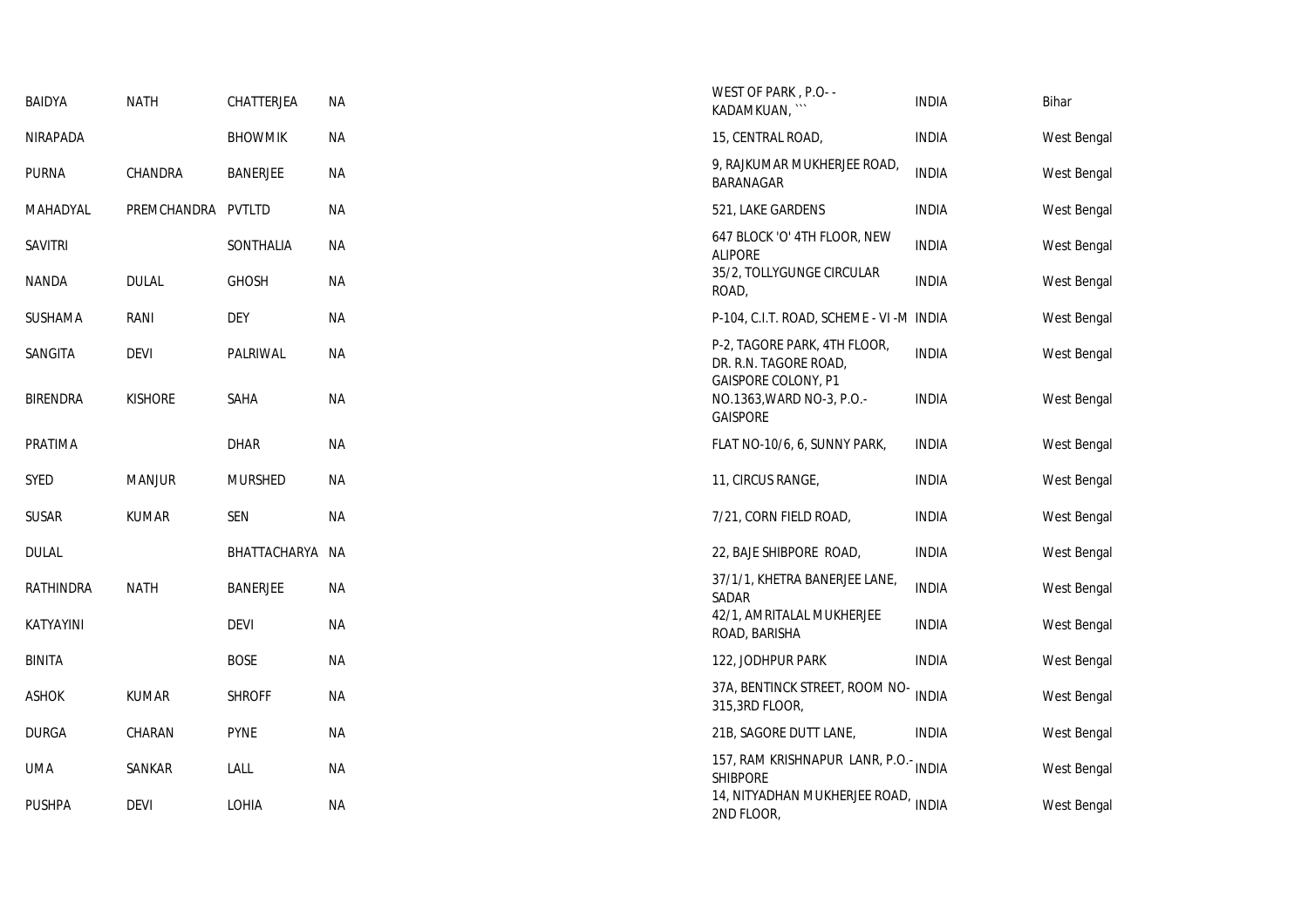| | | | | | | |
|---|---|---|---|---|---|---|
| BAIDYA | NATH | CHATTERJEA | NA | WEST OF PARK , P.O- - KADAMKUAN, ``` | INDIA | Bihar |
| NIRAPADA | | BHOWMIK | NA | 15, CENTRAL ROAD, | INDIA | West Bengal |
| PURNA | CHANDRA | BANERJEE | NA | 9, RAJKUMAR MUKHERJEE ROAD, BARANAGAR | INDIA | West Bengal |
| MAHADYAL | PREMCHANDRA | PVTLTD | NA | 521, LAKE GARDENS | INDIA | West Bengal |
| SAVITRI | | SONTHALIA | NA | 647 BLOCK 'O' 4TH FLOOR, NEW ALIPORE | INDIA | West Bengal |
| NANDA | DULAL | GHOSH | NA | 35/2, TOLLYGUNGE CIRCULAR ROAD, | INDIA | West Bengal |
| SUSHAMA | RANI | DEY | NA | P-104, C.I.T. ROAD, SCHEME - VI -M | INDIA | West Bengal |
| SANGITA | DEVI | PALRIWAL | NA | P-2, TAGORE PARK, 4TH FLOOR, DR. R.N. TAGORE ROAD, | INDIA | West Bengal |
| BIRENDRA | KISHORE | SAHA | NA | GAISPORE COLONY, P1 NO.1363,WARD NO-3, P.O.-GAISPORE | INDIA | West Bengal |
| PRATIMA | | DHAR | NA | FLAT NO-10/6, 6, SUNNY PARK, | INDIA | West Bengal |
| SYED | MANJUR | MURSHED | NA | 11, CIRCUS RANGE, | INDIA | West Bengal |
| SUSAR | KUMAR | SEN | NA | 7/21, CORN FIELD ROAD, | INDIA | West Bengal |
| DULAL | | BHATTACHARYA | NA | 22, BAJE SHIBPORE ROAD, | INDIA | West Bengal |
| RATHINDRA | NATH | BANERJEE | NA | 37/1/1, KHETRA BANERJEE LANE, SADAR | INDIA | West Bengal |
| KATYAYINI | | DEVI | NA | 42/1, AMRITALAL MUKHERJEE ROAD, BARISHA | INDIA | West Bengal |
| BINITA | | BOSE | NA | 122, JODHPUR PARK | INDIA | West Bengal |
| ASHOK | KUMAR | SHROFF | NA | 37A, BENTINCK STREET, ROOM NO-315,3RD FLOOR, | INDIA | West Bengal |
| DURGA | CHARAN | PYNE | NA | 21B, SAGORE DUTT LANE, | INDIA | West Bengal |
| UMA | SANKAR | LALL | NA | 157, RAM KRISHNAPUR LANR, P.O.-SHIBPORE | INDIA | West Bengal |
| PUSHPA | DEVI | LOHIA | NA | 14, NITYADHAN MUKHERJEE ROAD, 2ND FLOOR, | INDIA | West Bengal |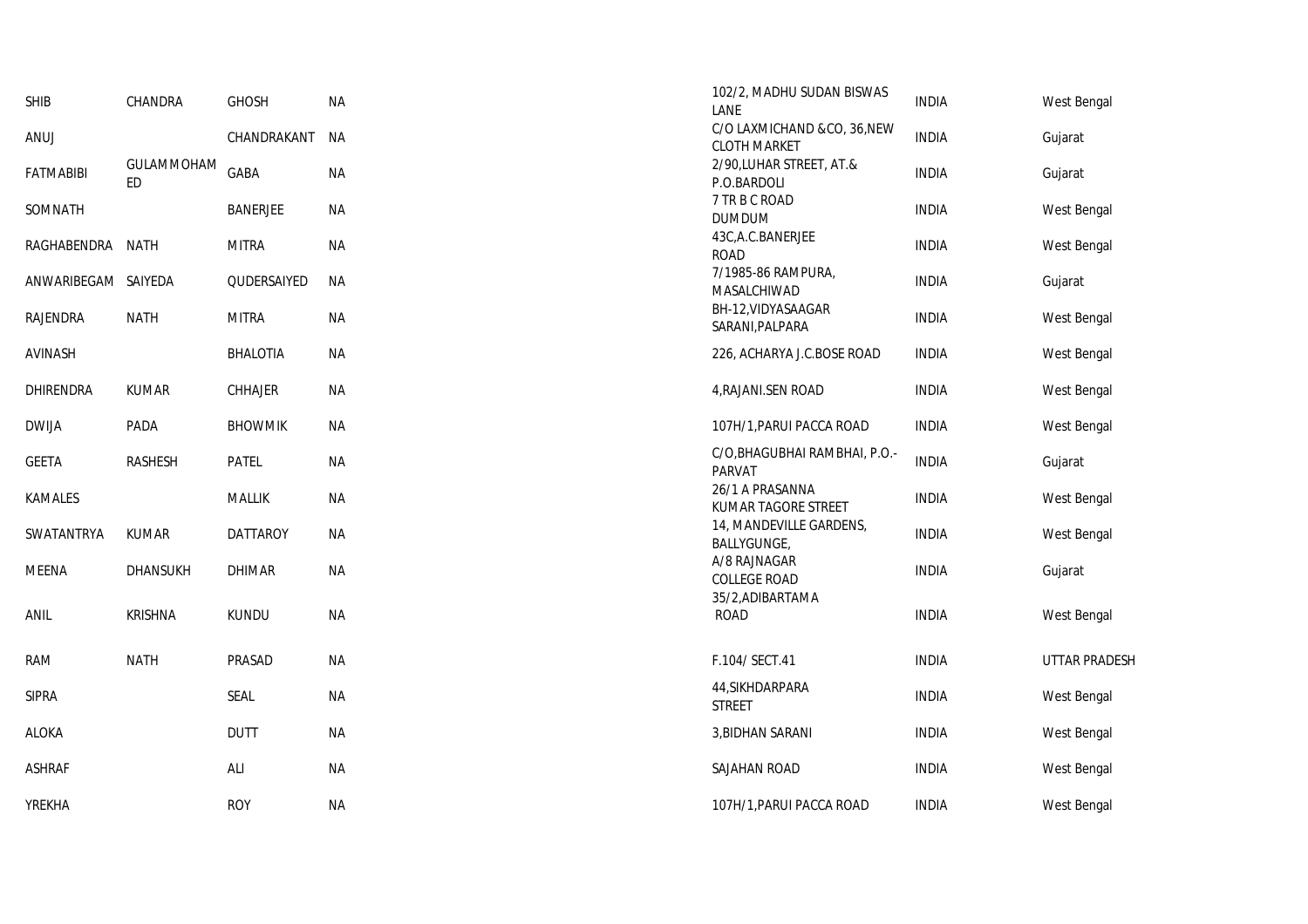| | | | | | | |
|---|---|---|---|---|---|---|
| SHIB | CHANDRA | GHOSH | NA | 102/2, MADHU SUDAN BISWAS LANE | INDIA | West Bengal |
| ANUJ | | CHANDRAKANT | NA | C/O LAXMICHAND &CO, 36,NEW CLOTH MARKET | INDIA | Gujarat |
| FATMABIBI | GULAMMOHAMED | GABA | NA | 2/90,LUHAR STREET, AT.& P.O.BARDOLI | INDIA | Gujarat |
| SOMNATH | | BANERJEE | NA | 7 TR B C ROAD DUMDUM | INDIA | West Bengal |
| RAGHABENDRA | NATH | MITRA | NA | 43C,A.C.BANERJEE ROAD | INDIA | West Bengal |
| ANWARIBEGAM | SAIYEDA | QUDERSAIYED | NA | 7/1985-86 RAMPURA, MASALCHIWAD | INDIA | Gujarat |
| RAJENDRA | NATH | MITRA | NA | BH-12,VIDYASAAGAR SARANI,PALPARA | INDIA | West Bengal |
| AVINASH | | BHALOTIA | NA | 226, ACHARYA J.C.BOSE ROAD | INDIA | West Bengal |
| DHIRENDRA | KUMAR | CHHAJER | NA | 4,RAJANI.SEN ROAD | INDIA | West Bengal |
| DWIJA | PADA | BHOWMIK | NA | 107H/1,PARUI PACCA ROAD | INDIA | West Bengal |
| GEETA | RASHESH | PATEL | NA | C/O,BHAGUBHAI RAMBHAI, P.O.-PARVAT | INDIA | Gujarat |
| KAMALES | | MALLIK | NA | 26/1 A PRASANNA KUMAR TAGORE STREET | INDIA | West Bengal |
| SWATANTRYA | KUMAR | DATTAROY | NA | 14, MANDEVILLE GARDENS, BALLYGUNGE, | INDIA | West Bengal |
| MEENA | DHANSUKH | DHIMAR | NA | A/8 RAJNAGAR COLLEGE ROAD | INDIA | Gujarat |
| ANIL | KRISHNA | KUNDU | NA | 35/2,ADIBARTAMA ROAD | INDIA | West Bengal |
| RAM | NATH | PRASAD | NA | F.104/ SECT.41 | INDIA | UTTAR PRADESH |
| SIPRA | | SEAL | NA | 44,SIKHDARPARA STREET | INDIA | West Bengal |
| ALOKA | | DUTT | NA | 3,BIDHAN SARANI | INDIA | West Bengal |
| ASHRAF | | ALI | NA | SAJAHAN ROAD | INDIA | West Bengal |
| YREKHA | | ROY | NA | 107H/1,PARUI PACCA ROAD | INDIA | West Bengal |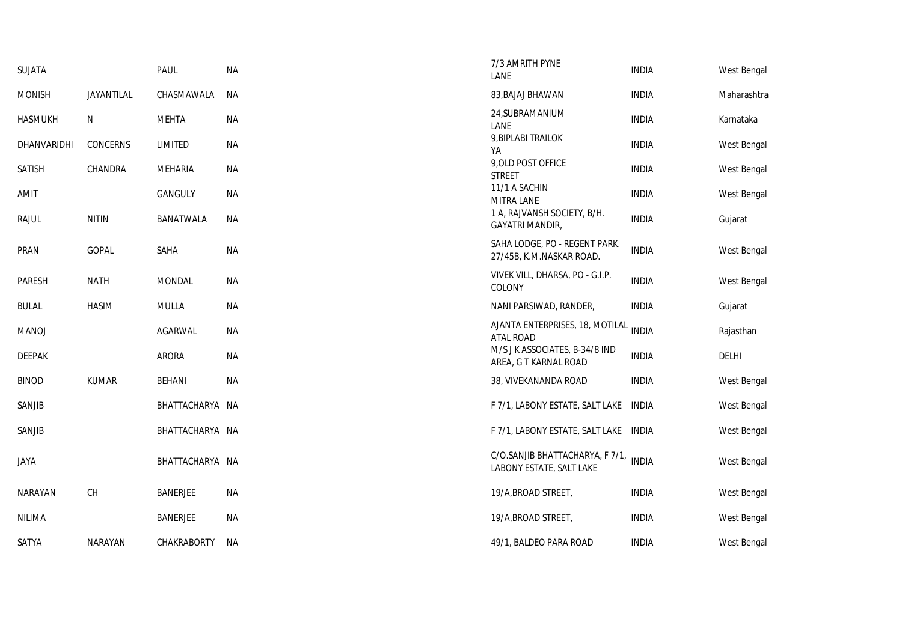| | | | | | | |
|---|---|---|---|---|---|---|
| SUJATA | | PAUL | NA | 7/3 AMRITH PYNE LANE | INDIA | West Bengal |
| MONISH | JAYANTILAL | CHASMAWALA | NA | 83,BAJAJ BHAWAN | INDIA | Maharashtra |
| HASMUKH | N | MEHTA | NA | 24,SUBRAMANIUM LANE | INDIA | Karnataka |
| DHANVARIDHI | CONCERNS | LIMITED | NA | 9,BIPLABI TRAILOK YA | INDIA | West Bengal |
| SATISH | CHANDRA | MEHARIA | NA | 9,OLD POST OFFICE STREET | INDIA | West Bengal |
| AMIT | | GANGULY | NA | 11/1 A SACHIN MITRA LANE | INDIA | West Bengal |
| RAJUL | NITIN | BANATWALA | NA | 1 A, RAJVANSH SOCIETY, B/H. GAYATRI MANDIR, | INDIA | Gujarat |
| PRAN | GOPAL | SAHA | NA | SAHA LODGE, PO - REGENT PARK. 27/45B, K.M.NASKAR ROAD. | INDIA | West Bengal |
| PARESH | NATH | MONDAL | NA | VIVEK VILL, DHARSA, PO - G.I.P. COLONY | INDIA | West Bengal |
| BULAL | HASIM | MULLA | NA | NANI PARSIWAD, RANDER, | INDIA | Gujarat |
| MANOJ | | AGARWAL | NA | AJANTA ENTERPRISES, 18, MOTILAL ATAL ROAD | INDIA | Rajasthan |
| DEEPAK | | ARORA | NA | M/S J K ASSOCIATES, B-34/8 IND AREA, G T KARNAL ROAD | INDIA | DELHI |
| BINOD | KUMAR | BEHANI | NA | 38, VIVEKANANDA ROAD | INDIA | West Bengal |
| SANJIB | | BHATTACHARYA | NA | F 7/1, LABONY ESTATE, SALT LAKE | INDIA | West Bengal |
| SANJIB | | BHATTACHARYA | NA | F 7/1, LABONY ESTATE, SALT LAKE | INDIA | West Bengal |
| JAYA | | BHATTACHARYA | NA | C/O.SANJIB BHATTACHARYA, F 7/1, LABONY ESTATE, SALT LAKE | INDIA | West Bengal |
| NARAYAN | CH | BANERJEE | NA | 19/A,BROAD STREET, | INDIA | West Bengal |
| NILIMA | | BANERJEE | NA | 19/A,BROAD STREET, | INDIA | West Bengal |
| SATYA | NARAYAN | CHAKRABORTY | NA | 49/1, BALDEO PARA ROAD | INDIA | West Bengal |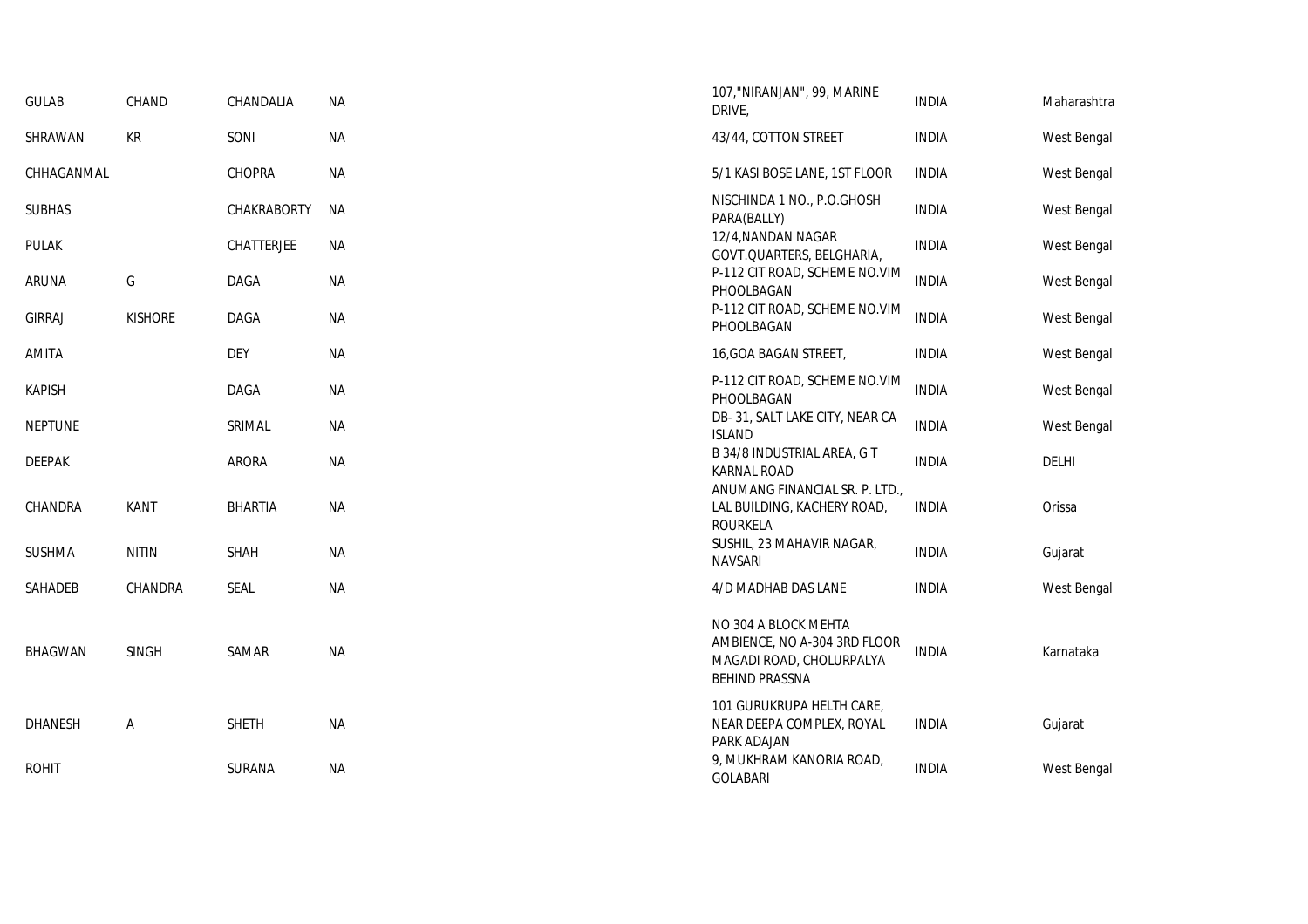| | | | | | | |
|---|---|---|---|---|---|---|
| GULAB | CHAND | CHANDALIA | NA | 107,"NIRANJAN", 99, MARINE DRIVE, | INDIA | Maharashtra |
| SHRAWAN | KR | SONI | NA | 43/44, COTTON STREET | INDIA | West Bengal |
| CHHAGANMAL | | CHOPRA | NA | 5/1 KASI BOSE LANE, 1ST FLOOR | INDIA | West Bengal |
| SUBHAS | | CHAKRABORTY | NA | NISCHINDA 1 NO., P.O.GHOSH PARA(BALLY) | INDIA | West Bengal |
| PULAK | | CHATTERJEE | NA | 12/4,NANDAN NAGAR GOVT.QUARTERS, BELGHARIA, | INDIA | West Bengal |
| ARUNA | G | DAGA | NA | P-112 CIT ROAD, SCHEME NO.VIM PHOOLBAGAN | INDIA | West Bengal |
| GIRRAJ | KISHORE | DAGA | NA | P-112 CIT ROAD, SCHEME NO.VIM PHOOLBAGAN | INDIA | West Bengal |
| AMITA | | DEY | NA | 16,GOA BAGAN STREET, | INDIA | West Bengal |
| KAPISH | | DAGA | NA | P-112 CIT ROAD, SCHEME NO.VIM PHOOLBAGAN | INDIA | West Bengal |
| NEPTUNE | | SRIMAL | NA | DB- 31, SALT LAKE CITY, NEAR CA ISLAND | INDIA | West Bengal |
| DEEPAK | | ARORA | NA | B 34/8 INDUSTRIAL AREA, G T KARNAL ROAD | INDIA | DELHI |
| CHANDRA | KANT | BHARTIA | NA | ANUMANG FINANCIAL SR. P. LTD., LAL BUILDING, KACHERY ROAD, ROURKELA | INDIA | Orissa |
| SUSHMA | NITIN | SHAH | NA | SUSHIL, 23 MAHAVIR NAGAR, NAVSARI | INDIA | Gujarat |
| SAHADEB | CHANDRA | SEAL | NA | 4/D MADHAB DAS LANE | INDIA | West Bengal |
| BHAGWAN | SINGH | SAMAR | NA | NO 304 A BLOCK MEHTA AMBIENCE, NO A-304 3RD FLOOR MAGADI ROAD, CHOLURPALYA BEHIND PRASSNA | INDIA | Karnataka |
| DHANESH | A | SHETH | NA | 101 GURUKRUPA HELTH CARE, NEAR DEEPA COMPLEX, ROYAL PARK ADAJAN | INDIA | Gujarat |
| ROHIT | | SURANA | NA | 9, MUKHRAM KANORIA ROAD, GOLABARI | INDIA | West Bengal |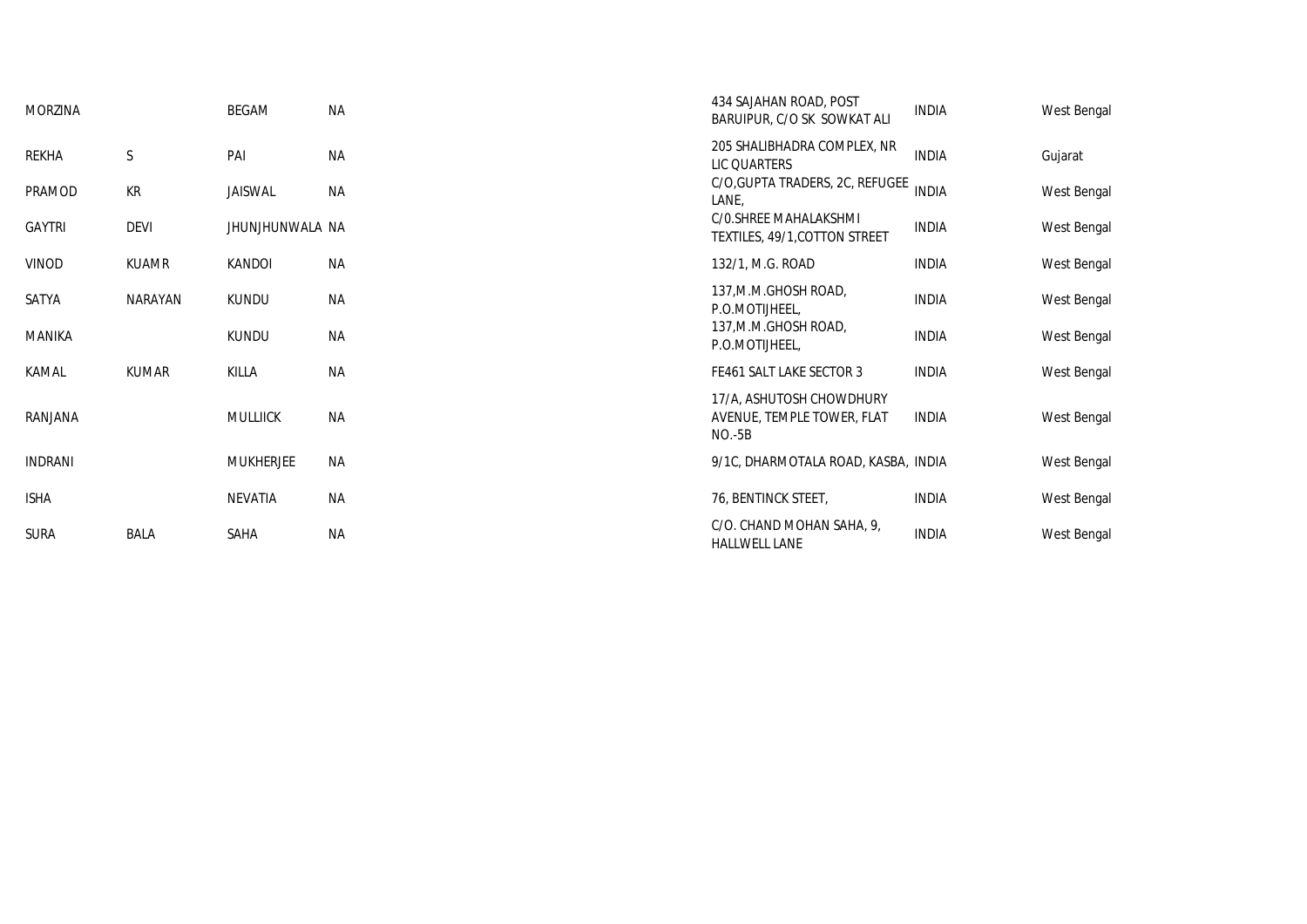| | | | | | | |
|---|---|---|---|---|---|---|
| MORZINA | | BEGAM | NA | 434 SAJAHAN ROAD, POST BARUIPUR, C/O SK SOWKAT ALI | INDIA | West Bengal |
| REKHA | S | PAI | NA | 205 SHALIBHADRA COMPLEX, NR LIC QUARTERS | INDIA | Gujarat |
| PRAMOD | KR | JAISWAL | NA | C/O,GUPTA TRADERS, 2C, REFUGEE LANE, | INDIA | West Bengal |
| GAYTRI | DEVI | JHUNJHUNWALA | NA | C/0.SHREE MAHALAKSHMI TEXTILES, 49/1,COTTON STREET | INDIA | West Bengal |
| VINOD | KUAMR | KANDOI | NA | 132/1, M.G. ROAD | INDIA | West Bengal |
| SATYA | NARAYAN | KUNDU | NA | 137,M.M.GHOSH ROAD, P.O.MOTIJHEEL, | INDIA | West Bengal |
| MANIKA | | KUNDU | NA | 137,M.M.GHOSH ROAD, P.O.MOTIJHEEL, | INDIA | West Bengal |
| KAMAL | KUMAR | KILLA | NA | FE461 SALT LAKE SECTOR 3 | INDIA | West Bengal |
| RANJANA | | MULLIICK | NA | 17/A, ASHUTOSH CHOWDHURY AVENUE, TEMPLE TOWER, FLAT NO.-5B | INDIA | West Bengal |
| INDRANI | | MUKHERJEE | NA | 9/1C, DHARMOTALA ROAD, KASBA, | INDIA | West Bengal |
| ISHA | | NEVATIA | NA | 76, BENTINCK STEET, | INDIA | West Bengal |
| SURA | BALA | SAHA | NA | C/O. CHAND MOHAN SAHA, 9, HALLWELL LANE | INDIA | West Bengal |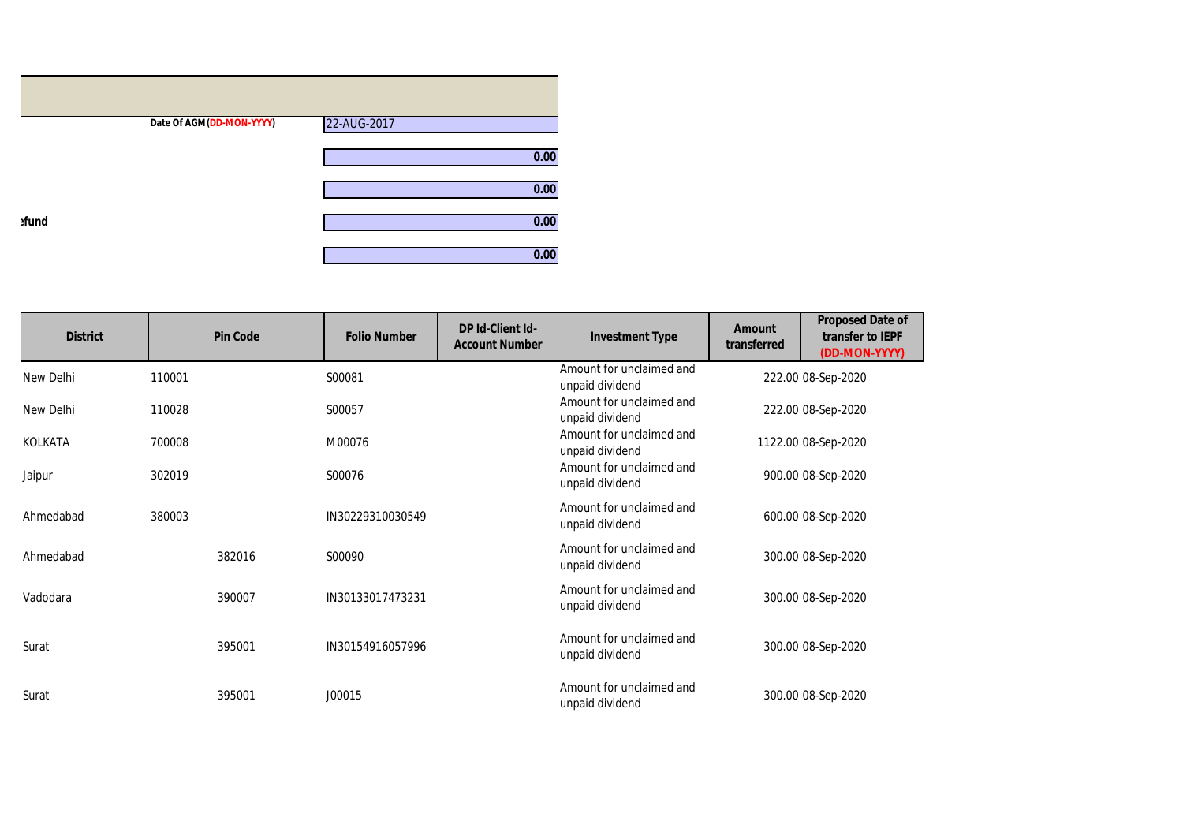Date Of AGM(DD-MON-YYYY) 22-AUG-2017

0.00

0.00

efund 0.00

0.00

| District | Pin Code | Folio Number | DP Id-Client Id-Account Number | Investment Type | Amount transferred | Proposed Date of transfer to IEPF (DD-MON-YYYY) |
|---|---|---|---|---|---|---|
| New Delhi | 110001 | S00081 | | Amount for unclaimed and unpaid dividend | 222.00 | 08-Sep-2020 |
| New Delhi | 110028 | S00057 | | Amount for unclaimed and unpaid dividend | 222.00 | 08-Sep-2020 |
| KOLKATA | 700008 | M00076 | | Amount for unclaimed and unpaid dividend | 1122.00 | 08-Sep-2020 |
| Jaipur | 302019 | S00076 | | Amount for unclaimed and unpaid dividend | 900.00 | 08-Sep-2020 |
| Ahmedabad | 380003 | IN30229310030549 | | Amount for unclaimed and unpaid dividend | 600.00 | 08-Sep-2020 |
| Ahmedabad | 382016 | S00090 | | Amount for unclaimed and unpaid dividend | 300.00 | 08-Sep-2020 |
| Vadodara | 390007 | IN30133017473231 | | Amount for unclaimed and unpaid dividend | 300.00 | 08-Sep-2020 |
| Surat | 395001 | IN30154916057996 | | Amount for unclaimed and unpaid dividend | 300.00 | 08-Sep-2020 |
| Surat | 395001 | J00015 | | Amount for unclaimed and unpaid dividend | 300.00 | 08-Sep-2020 |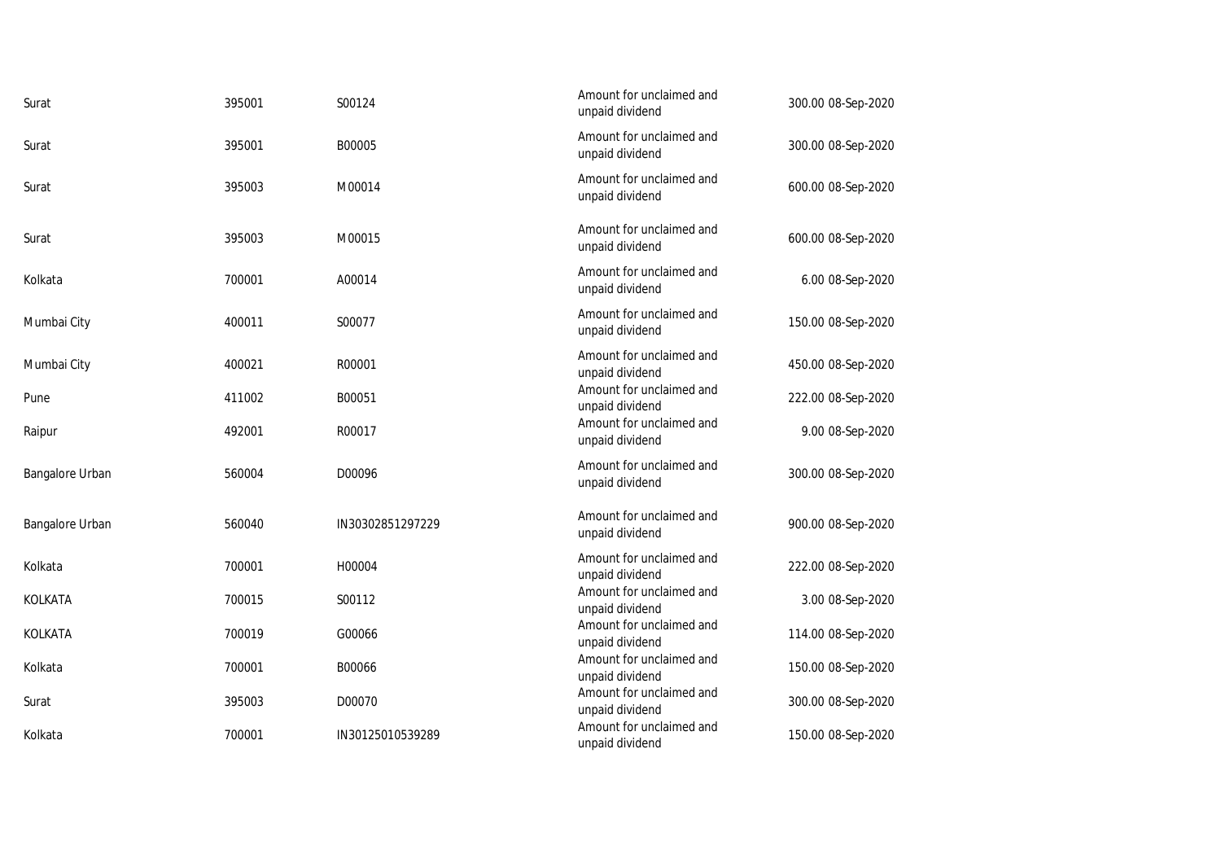| | | | | | |
|---|---|---|---|---|---|
| Surat | 395001 | S00124 | Amount for unclaimed and unpaid dividend | 300.00 | 08-Sep-2020 |
| Surat | 395001 | B00005 | Amount for unclaimed and unpaid dividend | 300.00 | 08-Sep-2020 |
| Surat | 395003 | M00014 | Amount for unclaimed and unpaid dividend | 600.00 | 08-Sep-2020 |
| Surat | 395003 | M00015 | Amount for unclaimed and unpaid dividend | 600.00 | 08-Sep-2020 |
| Kolkata | 700001 | A00014 | Amount for unclaimed and unpaid dividend | 6.00 | 08-Sep-2020 |
| Mumbai City | 400011 | S00077 | Amount for unclaimed and unpaid dividend | 150.00 | 08-Sep-2020 |
| Mumbai City | 400021 | R00001 | Amount for unclaimed and unpaid dividend | 450.00 | 08-Sep-2020 |
| Pune | 411002 | B00051 | Amount for unclaimed and unpaid dividend | 222.00 | 08-Sep-2020 |
| Raipur | 492001 | R00017 | Amount for unclaimed and unpaid dividend | 9.00 | 08-Sep-2020 |
| Bangalore Urban | 560004 | D00096 | Amount for unclaimed and unpaid dividend | 300.00 | 08-Sep-2020 |
| Bangalore Urban | 560040 | IN30302851297229 | Amount for unclaimed and unpaid dividend | 900.00 | 08-Sep-2020 |
| Kolkata | 700001 | H00004 | Amount for unclaimed and unpaid dividend | 222.00 | 08-Sep-2020 |
| KOLKATA | 700015 | S00112 | Amount for unclaimed and unpaid dividend | 3.00 | 08-Sep-2020 |
| KOLKATA | 700019 | G00066 | Amount for unclaimed and unpaid dividend | 114.00 | 08-Sep-2020 |
| Kolkata | 700001 | B00066 | Amount for unclaimed and unpaid dividend | 150.00 | 08-Sep-2020 |
| Surat | 395003 | D00070 | Amount for unclaimed and unpaid dividend | 300.00 | 08-Sep-2020 |
| Kolkata | 700001 | IN30125010539289 | Amount for unclaimed and unpaid dividend | 150.00 | 08-Sep-2020 |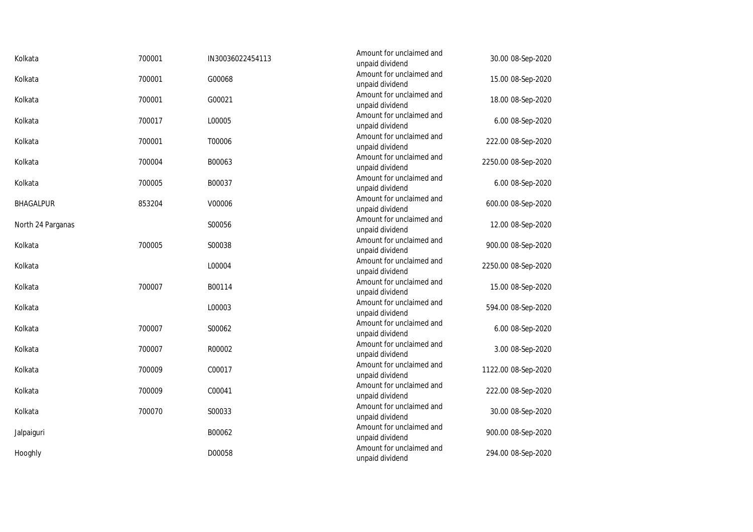| | | | | | |
|---|---|---|---|---|---|
| Kolkata | 700001 | IN30036022454113 | Amount for unclaimed and unpaid dividend | 30.00 | 08-Sep-2020 |
| Kolkata | 700001 | G00068 | Amount for unclaimed and unpaid dividend | 15.00 | 08-Sep-2020 |
| Kolkata | 700001 | G00021 | Amount for unclaimed and unpaid dividend | 18.00 | 08-Sep-2020 |
| Kolkata | 700017 | L00005 | Amount for unclaimed and unpaid dividend | 6.00 | 08-Sep-2020 |
| Kolkata | 700001 | T00006 | Amount for unclaimed and unpaid dividend | 222.00 | 08-Sep-2020 |
| Kolkata | 700004 | B00063 | Amount for unclaimed and unpaid dividend | 2250.00 | 08-Sep-2020 |
| Kolkata | 700005 | B00037 | Amount for unclaimed and unpaid dividend | 6.00 | 08-Sep-2020 |
| BHAGALPUR | 853204 | V00006 | Amount for unclaimed and unpaid dividend | 600.00 | 08-Sep-2020 |
| North 24 Parganas | | S00056 | Amount for unclaimed and unpaid dividend | 12.00 | 08-Sep-2020 |
| Kolkata | 700005 | S00038 | Amount for unclaimed and unpaid dividend | 900.00 | 08-Sep-2020 |
| Kolkata | | L00004 | Amount for unclaimed and unpaid dividend | 2250.00 | 08-Sep-2020 |
| Kolkata | 700007 | B00114 | Amount for unclaimed and unpaid dividend | 15.00 | 08-Sep-2020 |
| Kolkata | | L00003 | Amount for unclaimed and unpaid dividend | 594.00 | 08-Sep-2020 |
| Kolkata | 700007 | S00062 | Amount for unclaimed and unpaid dividend | 6.00 | 08-Sep-2020 |
| Kolkata | 700007 | R00002 | Amount for unclaimed and unpaid dividend | 3.00 | 08-Sep-2020 |
| Kolkata | 700009 | C00017 | Amount for unclaimed and unpaid dividend | 1122.00 | 08-Sep-2020 |
| Kolkata | 700009 | C00041 | Amount for unclaimed and unpaid dividend | 222.00 | 08-Sep-2020 |
| Kolkata | 700070 | S00033 | Amount for unclaimed and unpaid dividend | 30.00 | 08-Sep-2020 |
| Jalpaiguri | | B00062 | Amount for unclaimed and unpaid dividend | 900.00 | 08-Sep-2020 |
| Hooghly | | D00058 | Amount for unclaimed and unpaid dividend | 294.00 | 08-Sep-2020 |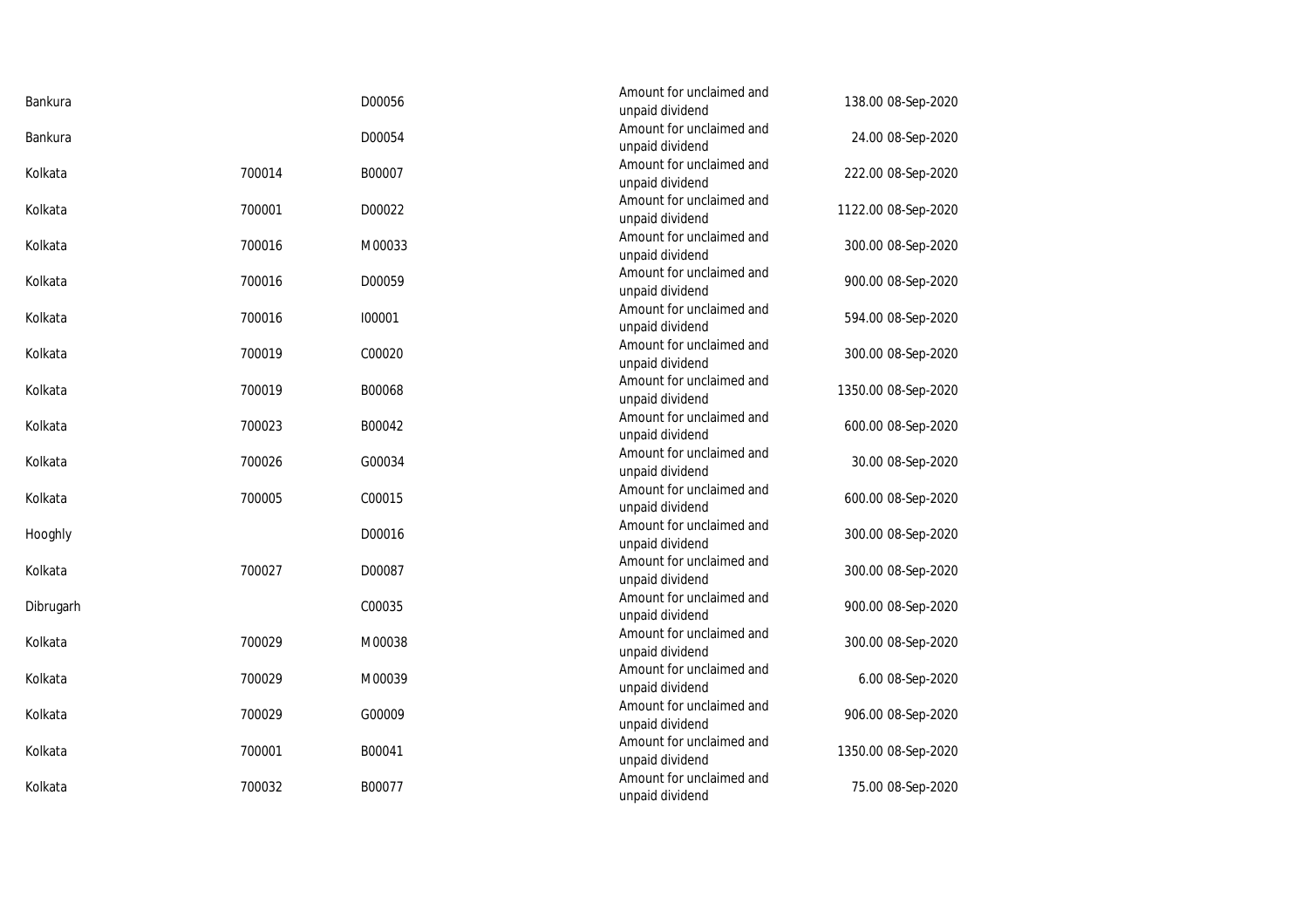| | | | | | |
|---|---|---|---|---|---|
| Bankura | | D00056 | Amount for unclaimed and unpaid dividend | 138.00 | 08-Sep-2020 |
| Bankura | | D00054 | Amount for unclaimed and unpaid dividend | 24.00 | 08-Sep-2020 |
| Kolkata | 700014 | B00007 | Amount for unclaimed and unpaid dividend | 222.00 | 08-Sep-2020 |
| Kolkata | 700001 | D00022 | Amount for unclaimed and unpaid dividend | 1122.00 | 08-Sep-2020 |
| Kolkata | 700016 | M00033 | Amount for unclaimed and unpaid dividend | 300.00 | 08-Sep-2020 |
| Kolkata | 700016 | D00059 | Amount for unclaimed and unpaid dividend | 900.00 | 08-Sep-2020 |
| Kolkata | 700016 | I00001 | Amount for unclaimed and unpaid dividend | 594.00 | 08-Sep-2020 |
| Kolkata | 700019 | C00020 | Amount for unclaimed and unpaid dividend | 300.00 | 08-Sep-2020 |
| Kolkata | 700019 | B00068 | Amount for unclaimed and unpaid dividend | 1350.00 | 08-Sep-2020 |
| Kolkata | 700023 | B00042 | Amount for unclaimed and unpaid dividend | 600.00 | 08-Sep-2020 |
| Kolkata | 700026 | G00034 | Amount for unclaimed and unpaid dividend | 30.00 | 08-Sep-2020 |
| Kolkata | 700005 | C00015 | Amount for unclaimed and unpaid dividend | 600.00 | 08-Sep-2020 |
| Hooghly | | D00016 | Amount for unclaimed and unpaid dividend | 300.00 | 08-Sep-2020 |
| Kolkata | 700027 | D00087 | Amount for unclaimed and unpaid dividend | 300.00 | 08-Sep-2020 |
| Dibrugarh | | C00035 | Amount for unclaimed and unpaid dividend | 900.00 | 08-Sep-2020 |
| Kolkata | 700029 | M00038 | Amount for unclaimed and unpaid dividend | 300.00 | 08-Sep-2020 |
| Kolkata | 700029 | M00039 | Amount for unclaimed and unpaid dividend | 6.00 | 08-Sep-2020 |
| Kolkata | 700029 | G00009 | Amount for unclaimed and unpaid dividend | 906.00 | 08-Sep-2020 |
| Kolkata | 700001 | B00041 | Amount for unclaimed and unpaid dividend | 1350.00 | 08-Sep-2020 |
| Kolkata | 700032 | B00077 | Amount for unclaimed and unpaid dividend | 75.00 | 08-Sep-2020 |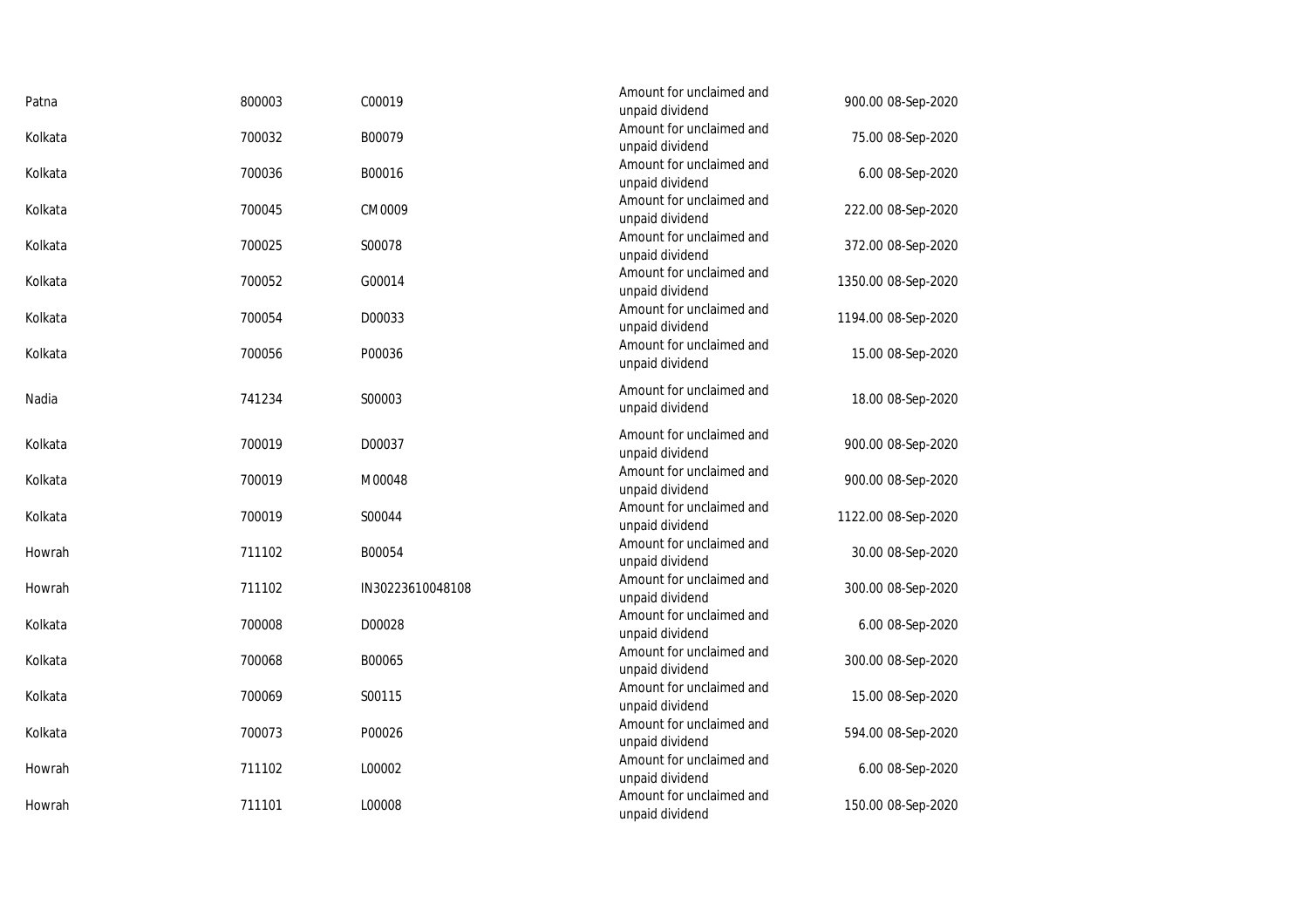| | | | | | |
|---|---|---|---|---|---|
| Patna | 800003 | C00019 | Amount for unclaimed and unpaid dividend | 900.00 | 08-Sep-2020 |
| Kolkata | 700032 | B00079 | Amount for unclaimed and unpaid dividend | 75.00 | 08-Sep-2020 |
| Kolkata | 700036 | B00016 | Amount for unclaimed and unpaid dividend | 6.00 | 08-Sep-2020 |
| Kolkata | 700045 | CM0009 | Amount for unclaimed and unpaid dividend | 222.00 | 08-Sep-2020 |
| Kolkata | 700025 | S00078 | Amount for unclaimed and unpaid dividend | 372.00 | 08-Sep-2020 |
| Kolkata | 700052 | G00014 | Amount for unclaimed and unpaid dividend | 1350.00 | 08-Sep-2020 |
| Kolkata | 700054 | D00033 | Amount for unclaimed and unpaid dividend | 1194.00 | 08-Sep-2020 |
| Kolkata | 700056 | P00036 | Amount for unclaimed and unpaid dividend | 15.00 | 08-Sep-2020 |
| Nadia | 741234 | S00003 | Amount for unclaimed and unpaid dividend | 18.00 | 08-Sep-2020 |
| Kolkata | 700019 | D00037 | Amount for unclaimed and unpaid dividend | 900.00 | 08-Sep-2020 |
| Kolkata | 700019 | M00048 | Amount for unclaimed and unpaid dividend | 900.00 | 08-Sep-2020 |
| Kolkata | 700019 | S00044 | Amount for unclaimed and unpaid dividend | 1122.00 | 08-Sep-2020 |
| Howrah | 711102 | B00054 | Amount for unclaimed and unpaid dividend | 30.00 | 08-Sep-2020 |
| Howrah | 711102 | IN30223610048108 | Amount for unclaimed and unpaid dividend | 300.00 | 08-Sep-2020 |
| Kolkata | 700008 | D00028 | Amount for unclaimed and unpaid dividend | 6.00 | 08-Sep-2020 |
| Kolkata | 700068 | B00065 | Amount for unclaimed and unpaid dividend | 300.00 | 08-Sep-2020 |
| Kolkata | 700069 | S00115 | Amount for unclaimed and unpaid dividend | 15.00 | 08-Sep-2020 |
| Kolkata | 700073 | P00026 | Amount for unclaimed and unpaid dividend | 594.00 | 08-Sep-2020 |
| Howrah | 711102 | L00002 | Amount for unclaimed and unpaid dividend | 6.00 | 08-Sep-2020 |
| Howrah | 711101 | L00008 | Amount for unclaimed and unpaid dividend | 150.00 | 08-Sep-2020 |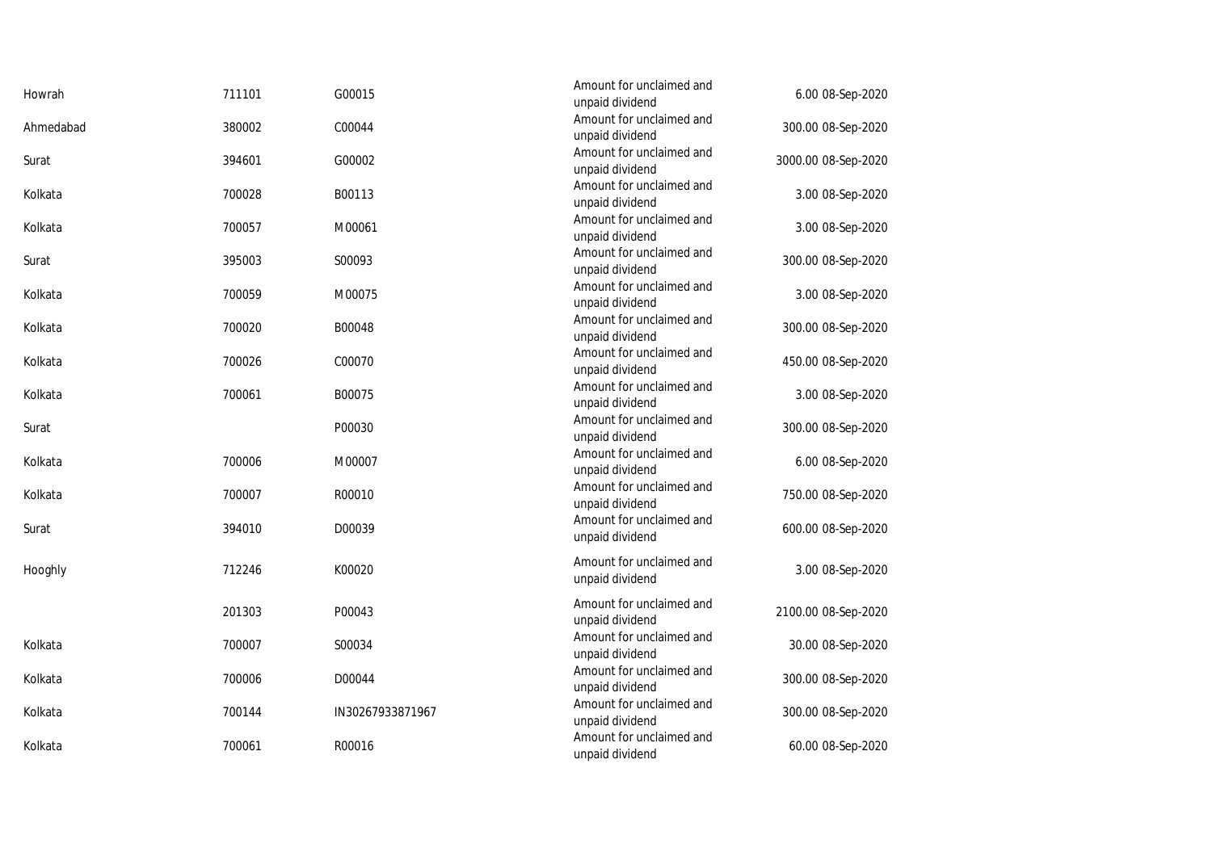| | | | | | |
|---|---|---|---|---|---|
| Howrah | 711101 | G00015 | Amount for unclaimed and unpaid dividend | 6.00 | 08-Sep-2020 |
| Ahmedabad | 380002 | C00044 | Amount for unclaimed and unpaid dividend | 300.00 | 08-Sep-2020 |
| Surat | 394601 | G00002 | Amount for unclaimed and unpaid dividend | 3000.00 | 08-Sep-2020 |
| Kolkata | 700028 | B00113 | Amount for unclaimed and unpaid dividend | 3.00 | 08-Sep-2020 |
| Kolkata | 700057 | M00061 | Amount for unclaimed and unpaid dividend | 3.00 | 08-Sep-2020 |
| Surat | 395003 | S00093 | Amount for unclaimed and unpaid dividend | 300.00 | 08-Sep-2020 |
| Kolkata | 700059 | M00075 | Amount for unclaimed and unpaid dividend | 3.00 | 08-Sep-2020 |
| Kolkata | 700020 | B00048 | Amount for unclaimed and unpaid dividend | 300.00 | 08-Sep-2020 |
| Kolkata | 700026 | C00070 | Amount for unclaimed and unpaid dividend | 450.00 | 08-Sep-2020 |
| Kolkata | 700061 | B00075 | Amount for unclaimed and unpaid dividend | 3.00 | 08-Sep-2020 |
| Surat | | P00030 | Amount for unclaimed and unpaid dividend | 300.00 | 08-Sep-2020 |
| Kolkata | 700006 | M00007 | Amount for unclaimed and unpaid dividend | 6.00 | 08-Sep-2020 |
| Kolkata | 700007 | R00010 | Amount for unclaimed and unpaid dividend | 750.00 | 08-Sep-2020 |
| Surat | 394010 | D00039 | Amount for unclaimed and unpaid dividend | 600.00 | 08-Sep-2020 |
| Hooghly | 712246 | K00020 | Amount for unclaimed and unpaid dividend | 3.00 | 08-Sep-2020 |
| | 201303 | P00043 | Amount for unclaimed and unpaid dividend | 2100.00 | 08-Sep-2020 |
| Kolkata | 700007 | S00034 | Amount for unclaimed and unpaid dividend | 30.00 | 08-Sep-2020 |
| Kolkata | 700006 | D00044 | Amount for unclaimed and unpaid dividend | 300.00 | 08-Sep-2020 |
| Kolkata | 700144 | IN30267933871967 | Amount for unclaimed and unpaid dividend | 300.00 | 08-Sep-2020 |
| Kolkata | 700061 | R00016 | Amount for unclaimed and unpaid dividend | 60.00 | 08-Sep-2020 |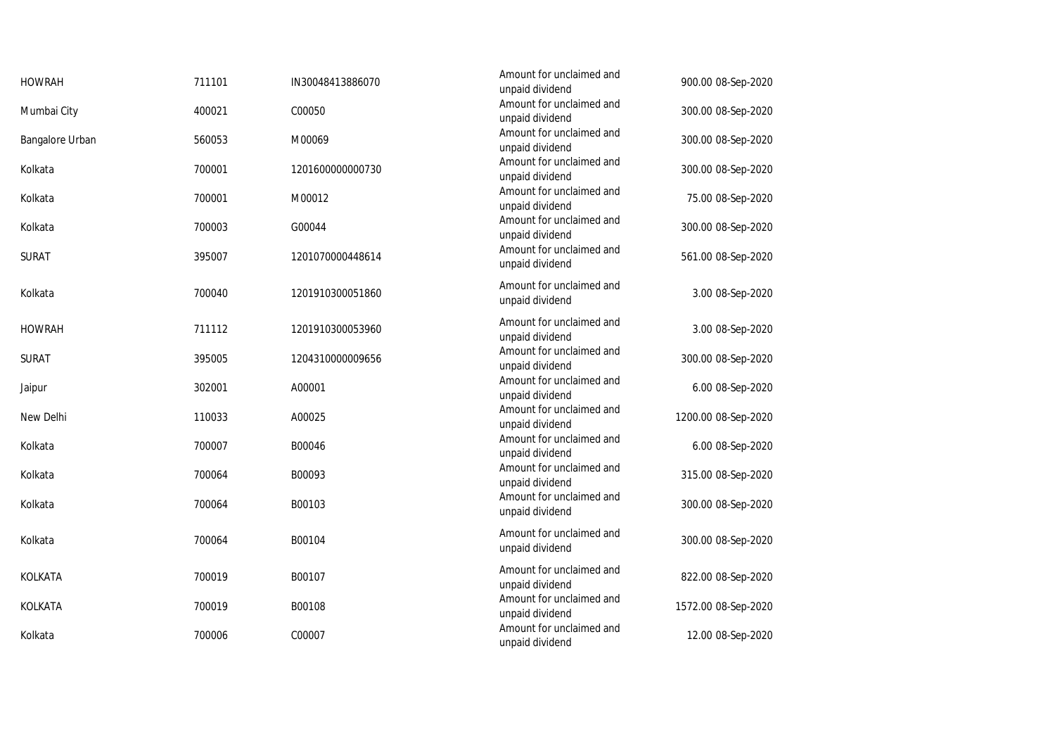| | | | | | |
|---|---|---|---|---|---|
| HOWRAH | 711101 | IN30048413886070 | Amount for unclaimed and unpaid dividend | 900.00 | 08-Sep-2020 |
| Mumbai City | 400021 | C00050 | Amount for unclaimed and unpaid dividend | 300.00 | 08-Sep-2020 |
| Bangalore Urban | 560053 | M00069 | Amount for unclaimed and unpaid dividend | 300.00 | 08-Sep-2020 |
| Kolkata | 700001 | 1201600000000730 | Amount for unclaimed and unpaid dividend | 300.00 | 08-Sep-2020 |
| Kolkata | 700001 | M00012 | Amount for unclaimed and unpaid dividend | 75.00 | 08-Sep-2020 |
| Kolkata | 700003 | G00044 | Amount for unclaimed and unpaid dividend | 300.00 | 08-Sep-2020 |
| SURAT | 395007 | 1201070000448614 | Amount for unclaimed and unpaid dividend | 561.00 | 08-Sep-2020 |
| Kolkata | 700040 | 1201910300051860 | Amount for unclaimed and unpaid dividend | 3.00 | 08-Sep-2020 |
| HOWRAH | 711112 | 1201910300053960 | Amount for unclaimed and unpaid dividend | 3.00 | 08-Sep-2020 |
| SURAT | 395005 | 1204310000009656 | Amount for unclaimed and unpaid dividend | 300.00 | 08-Sep-2020 |
| Jaipur | 302001 | A00001 | Amount for unclaimed and unpaid dividend | 6.00 | 08-Sep-2020 |
| New Delhi | 110033 | A00025 | Amount for unclaimed and unpaid dividend | 1200.00 | 08-Sep-2020 |
| Kolkata | 700007 | B00046 | Amount for unclaimed and unpaid dividend | 6.00 | 08-Sep-2020 |
| Kolkata | 700064 | B00093 | Amount for unclaimed and unpaid dividend | 315.00 | 08-Sep-2020 |
| Kolkata | 700064 | B00103 | Amount for unclaimed and unpaid dividend | 300.00 | 08-Sep-2020 |
| Kolkata | 700064 | B00104 | Amount for unclaimed and unpaid dividend | 300.00 | 08-Sep-2020 |
| KOLKATA | 700019 | B00107 | Amount for unclaimed and unpaid dividend | 822.00 | 08-Sep-2020 |
| KOLKATA | 700019 | B00108 | Amount for unclaimed and unpaid dividend | 1572.00 | 08-Sep-2020 |
| Kolkata | 700006 | C00007 | Amount for unclaimed and unpaid dividend | 12.00 | 08-Sep-2020 |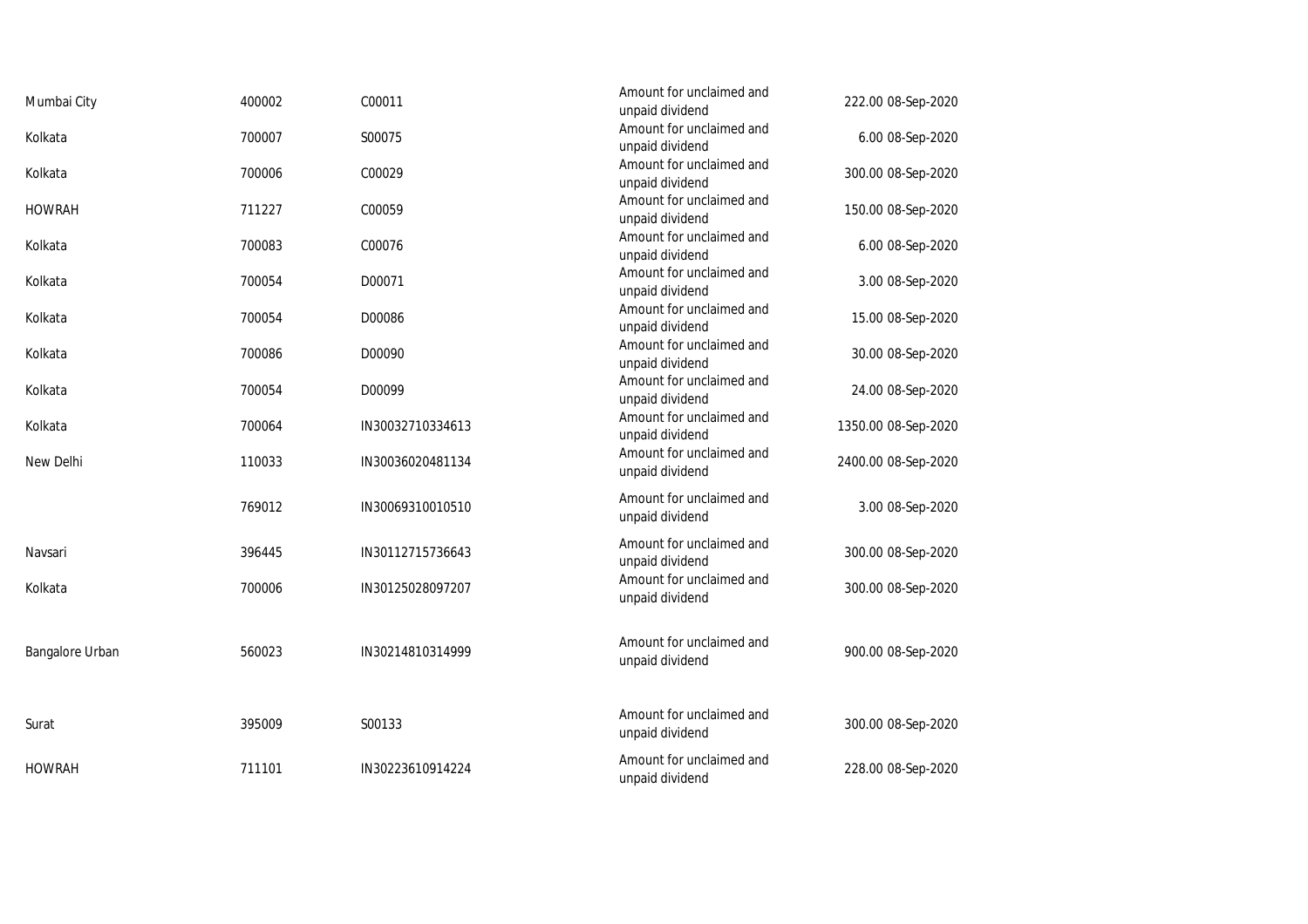| | | | | | |
|---|---|---|---|---|---|
| Mumbai City | 400002 | C00011 | Amount for unclaimed and unpaid dividend | 222.00 | 08-Sep-2020 |
| Kolkata | 700007 | S00075 | Amount for unclaimed and unpaid dividend | 6.00 | 08-Sep-2020 |
| Kolkata | 700006 | C00029 | Amount for unclaimed and unpaid dividend | 300.00 | 08-Sep-2020 |
| HOWRAH | 711227 | C00059 | Amount for unclaimed and unpaid dividend | 150.00 | 08-Sep-2020 |
| Kolkata | 700083 | C00076 | Amount for unclaimed and unpaid dividend | 6.00 | 08-Sep-2020 |
| Kolkata | 700054 | D00071 | Amount for unclaimed and unpaid dividend | 3.00 | 08-Sep-2020 |
| Kolkata | 700054 | D00086 | Amount for unclaimed and unpaid dividend | 15.00 | 08-Sep-2020 |
| Kolkata | 700086 | D00090 | Amount for unclaimed and unpaid dividend | 30.00 | 08-Sep-2020 |
| Kolkata | 700054 | D00099 | Amount for unclaimed and unpaid dividend | 24.00 | 08-Sep-2020 |
| Kolkata | 700064 | IN30032710334613 | Amount for unclaimed and unpaid dividend | 1350.00 | 08-Sep-2020 |
| New Delhi | 110033 | IN30036020481134 | Amount for unclaimed and unpaid dividend | 2400.00 | 08-Sep-2020 |
| | 769012 | IN30069310010510 | Amount for unclaimed and unpaid dividend | 3.00 | 08-Sep-2020 |
| Navsari | 396445 | IN30112715736643 | Amount for unclaimed and unpaid dividend | 300.00 | 08-Sep-2020 |
| Kolkata | 700006 | IN30125028097207 | Amount for unclaimed and unpaid dividend | 300.00 | 08-Sep-2020 |
| Bangalore Urban | 560023 | IN30214810314999 | Amount for unclaimed and unpaid dividend | 900.00 | 08-Sep-2020 |
| Surat | 395009 | S00133 | Amount for unclaimed and unpaid dividend | 300.00 | 08-Sep-2020 |
| HOWRAH | 711101 | IN30223610914224 | Amount for unclaimed and unpaid dividend | 228.00 | 08-Sep-2020 |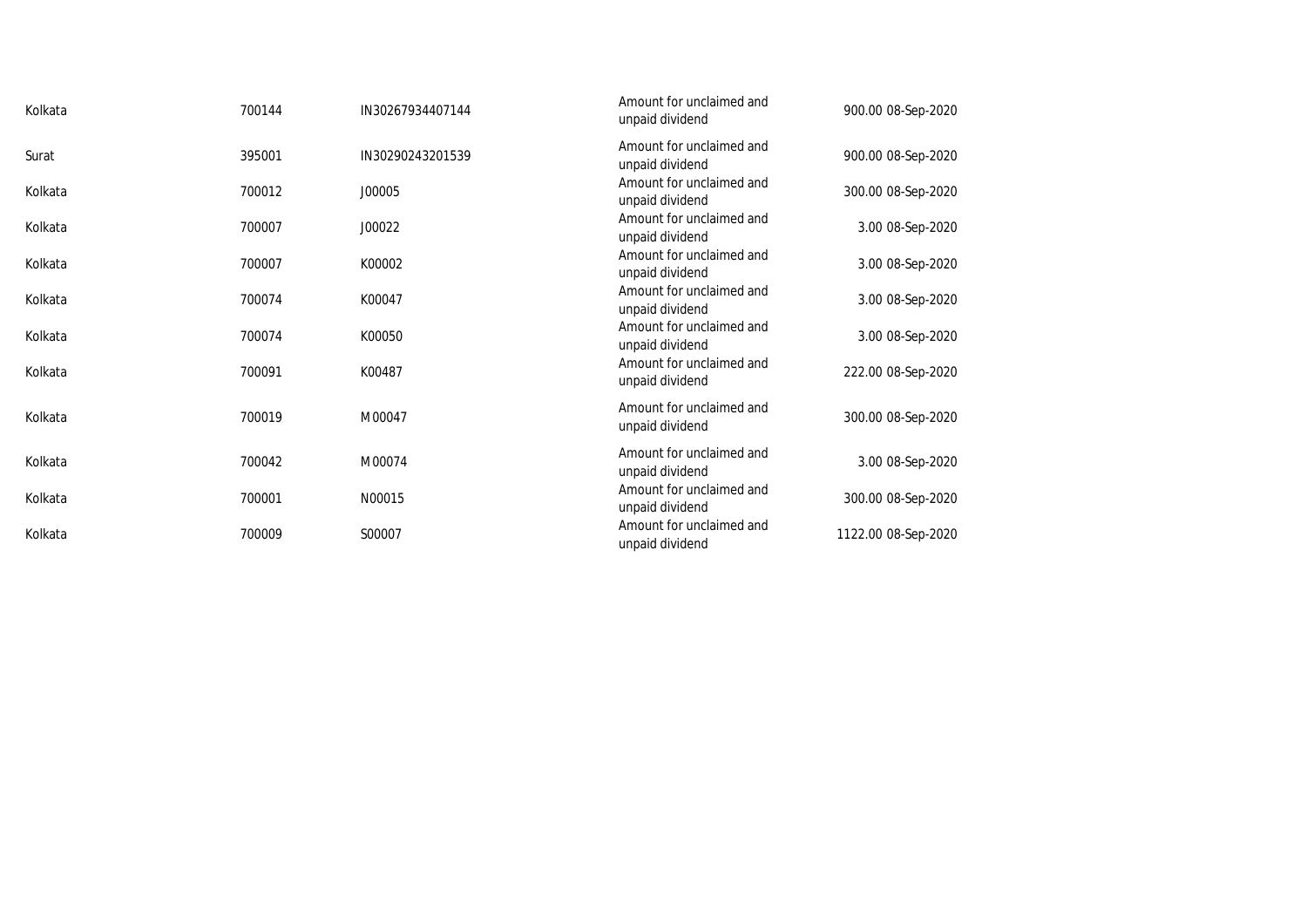| | | | | | |
|---|---|---|---|---|---|
| Kolkata | 700144 | IN30267934407144 | Amount for unclaimed and unpaid dividend | 900.00 | 08-Sep-2020 |
| Surat | 395001 | IN30290243201539 | Amount for unclaimed and unpaid dividend | 900.00 | 08-Sep-2020 |
| Kolkata | 700012 | J00005 | Amount for unclaimed and unpaid dividend | 300.00 | 08-Sep-2020 |
| Kolkata | 700007 | J00022 | Amount for unclaimed and unpaid dividend | 3.00 | 08-Sep-2020 |
| Kolkata | 700007 | K00002 | Amount for unclaimed and unpaid dividend | 3.00 | 08-Sep-2020 |
| Kolkata | 700074 | K00047 | Amount for unclaimed and unpaid dividend | 3.00 | 08-Sep-2020 |
| Kolkata | 700074 | K00050 | Amount for unclaimed and unpaid dividend | 3.00 | 08-Sep-2020 |
| Kolkata | 700091 | K00487 | Amount for unclaimed and unpaid dividend | 222.00 | 08-Sep-2020 |
| Kolkata | 700019 | M00047 | Amount for unclaimed and unpaid dividend | 300.00 | 08-Sep-2020 |
| Kolkata | 700042 | M00074 | Amount for unclaimed and unpaid dividend | 3.00 | 08-Sep-2020 |
| Kolkata | 700001 | N00015 | Amount for unclaimed and unpaid dividend | 300.00 | 08-Sep-2020 |
| Kolkata | 700009 | S00007 | Amount for unclaimed and unpaid dividend | 1122.00 | 08-Sep-2020 |